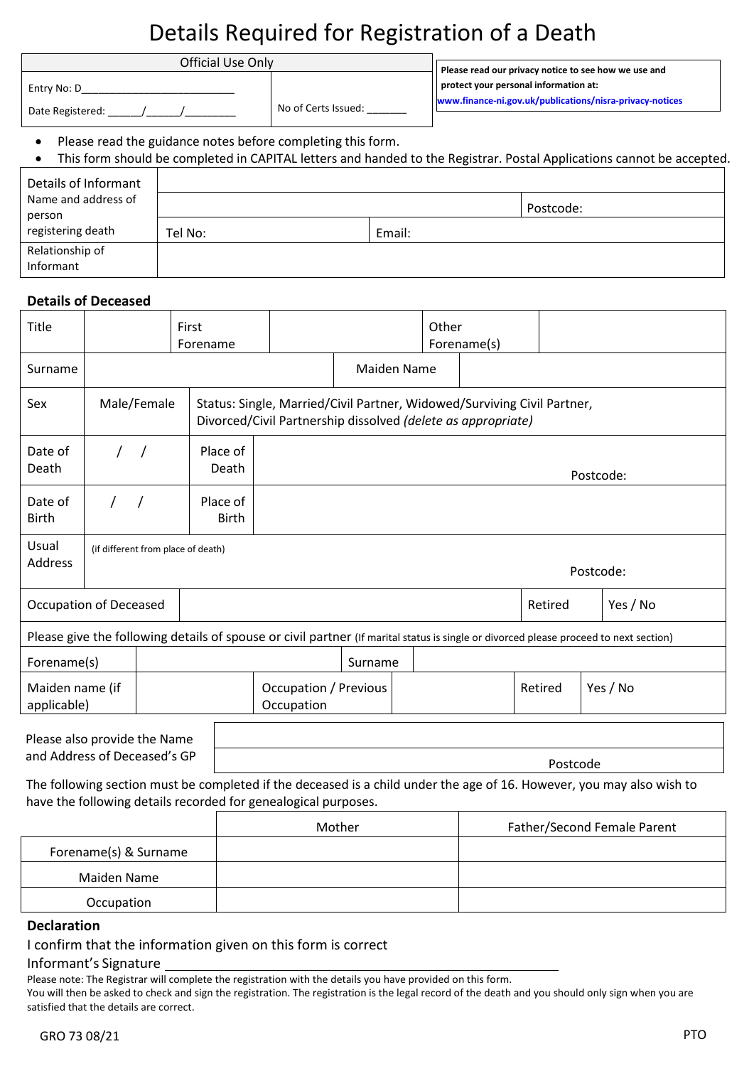# Details Required for Registration of a Death

| Official Use Only | |
|---|---|
| Entry No: D___________________________ | No of Certs Issued: _______ |
| Date Registered: ______/______/_________ | |

**Please read our privacy notice to see how we use and protect your personal information at:**
**www.finance-ni.gov.uk/publications/nisra-privacy-notices**

- Please read the guidance notes before completing this form.
- This form should be completed in CAPITAL letters and handed to the Registrar. Postal Applications cannot be accepted.

| Details of Informant Name and address of person registering death | | |
|---|---|---|
| | | Postcode: |
| | Tel No: | Email: |
| Relationship of Informant | | |

**Details of Deceased**

| Title | | First Forename | | Other Forename(s) | |
|---|---|---|---|---|---|
| Surname | | | Maiden Name | | |
| Sex | Male/Female | Status: Single, Married/Civil Partner, Widowed/Surviving Civil Partner, Divorced/Civil Partnership dissolved *(delete as appropriate)* | | | |
| Date of Death | / / | Place of Death | Postcode: | | |
| Date of Birth | / / | Place of Birth | | | |
| Usual Address | (if different from place of death) Postcode: | | | | |
| Occupation of Deceased | | | | Retired | Yes / No |

Please give the following details of spouse or civil partner (If marital status is single or divorced please proceed to next section)

| Forename(s) | | Surname | | | |
|---|---|---|---|---|---|
| Maiden name (if applicable) | | Occupation / Previous Occupation | | Retired | Yes / No |

| Please also provide the Name and Address of Deceased's GP | |
|---|---|
| | Postcode |

The following section must be completed if the deceased is a child under the age of 16. However, you may also wish to have the following details recorded for genealogical purposes.

| | Mother | Father/Second Female Parent |
|---|---|---|
| Forename(s) & Surname | | |
| Maiden Name | | |
| Occupation | | |

**Declaration**

I confirm that the information given on this form is correct

Informant's Signature ____________________________________________

Please note: The Registrar will complete the registration with the details you have provided on this form.
You will then be asked to check and sign the registration. The registration is the legal record of the death and you should only sign when you are satisfied that the details are correct.

GRO 73 08/21

PTO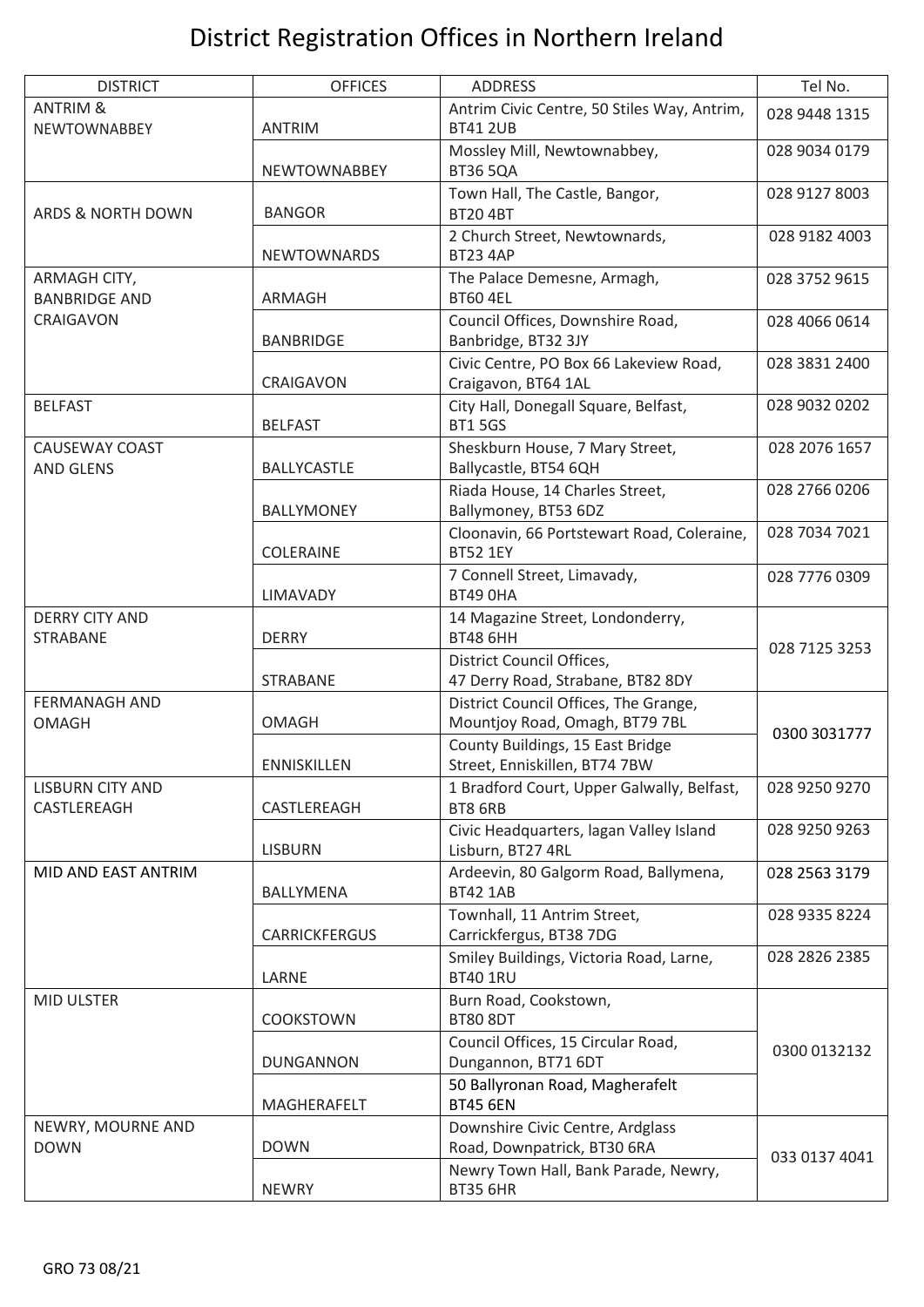# District Registration Offices in Northern Ireland

| DISTRICT | OFFICES | ADDRESS | Tel No. |
|---|---|---|---|
| ANTRIM & NEWTOWNABBEY | ANTRIM | Antrim Civic Centre, 50 Stiles Way, Antrim, BT41 2UB | 028 9448 1315 |
| | NEWTOWNABBEY | Mossley Mill, Newtownabbey, BT36 5QA | 028 9034 0179 |
| ARDS & NORTH DOWN | BANGOR | Town Hall, The Castle, Bangor, BT20 4BT | 028 9127 8003 |
| | NEWTOWNARDS | 2 Church Street, Newtownards, BT23 4AP | 028 9182 4003 |
| ARMAGH CITY, BANBRIDGE AND CRAIGAVON | ARMAGH | The Palace Demesne, Armagh, BT60 4EL | 028 3752 9615 |
| | BANBRIDGE | Council Offices, Downshire Road, Banbridge, BT32 3JY | 028 4066 0614 |
| | CRAIGAVON | Civic Centre, PO Box 66 Lakeview Road, Craigavon, BT64 1AL | 028 3831 2400 |
| BELFAST | BELFAST | City Hall, Donegall Square, Belfast, BT1 5GS | 028 9032 0202 |
| CAUSEWAY COAST AND GLENS | BALLYCASTLE | Sheskburn House, 7 Mary Street, Ballycastle, BT54 6QH | 028 2076 1657 |
| | BALLYMONEY | Riada House, 14 Charles Street, Ballymoney, BT53 6DZ | 028 2766 0206 |
| | COLERAINE | Cloonavin, 66 Portstewart Road, Coleraine, BT52 1EY | 028 7034 7021 |
| | LIMAVADY | 7 Connell Street, Limavady, BT49 0HA | 028 7776 0309 |
| DERRY CITY AND STRABANE | DERRY | 14 Magazine Street, Londonderry, BT48 6HH | 028 7125 3253 |
| | STRABANE | District Council Offices, 47 Derry Road, Strabane, BT82 8DY | |
| FERMANAGH AND OMAGH | OMAGH | District Council Offices, The Grange, Mountjoy Road, Omagh, BT79 7BL | 0300 3031777 |
| | ENNISKILLEN | County Buildings, 15 East Bridge Street, Enniskillen, BT74 7BW | |
| LISBURN CITY AND CASTLEREAGH | CASTLEREAGH | 1 Bradford Court, Upper Galwally, Belfast, BT8 6RB | 028 9250 9270 |
| | LISBURN | Civic Headquarters, lagan Valley Island Lisburn, BT27 4RL | 028 9250 9263 |
| MID AND EAST ANTRIM | BALLYMENA | Ardeevin, 80 Galgorm Road, Ballymena, BT42 1AB | 028 2563 3179 |
| | CARRICKFERGUS | Townhall, 11 Antrim Street, Carrickfergus, BT38 7DG | 028 9335 8224 |
| | LARNE | Smiley Buildings, Victoria Road, Larne, BT40 1RU | 028 2826 2385 |
| MID ULSTER | COOKSTOWN | Burn Road, Cookstown, BT80 8DT | 0300 0132132 |
| | DUNGANNON | Council Offices, 15 Circular Road, Dungannon, BT71 6DT | |
| | MAGHERAFELT | 50 Ballyronan Road, Magherafelt BT45 6EN | |
| NEWRY, MOURNE AND DOWN | DOWN | Downshire Civic Centre, Ardglass Road, Downpatrick, BT30 6RA | 033 0137 4041 |
| | NEWRY | Newry Town Hall, Bank Parade, Newry, BT35 6HR | |

GRO 73 08/21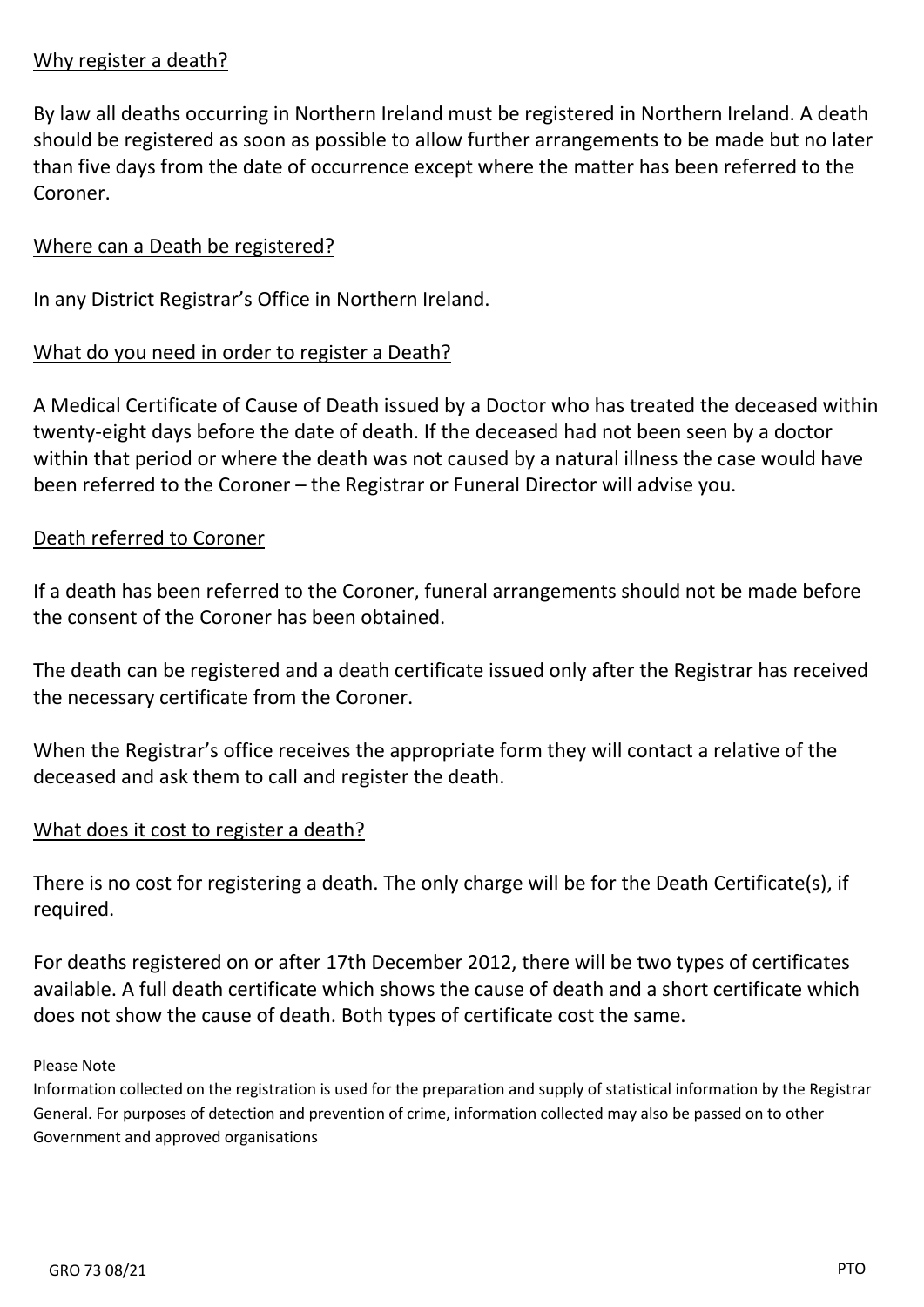## Why register a death?

By law all deaths occurring in Northern Ireland must be registered in Northern Ireland. A death should be registered as soon as possible to allow further arrangements to be made but no later than five days from the date of occurrence except where the matter has been referred to the Coroner.

## Where can a Death be registered?

In any District Registrar's Office in Northern Ireland.

## What do you need in order to register a Death?

A Medical Certificate of Cause of Death issued by a Doctor who has treated the deceased within twenty-eight days before the date of death. If the deceased had not been seen by a doctor within that period or where the death was not caused by a natural illness the case would have been referred to the Coroner – the Registrar or Funeral Director will advise you.

## Death referred to Coroner

If a death has been referred to the Coroner, funeral arrangements should not be made before the consent of the Coroner has been obtained.

The death can be registered and a death certificate issued only after the Registrar has received the necessary certificate from the Coroner.

When the Registrar's office receives the appropriate form they will contact a relative of the deceased and ask them to call and register the death.

## What does it cost to register a death?

There is no cost for registering a death. The only charge will be for the Death Certificate(s), if required.

For deaths registered on or after 17th December 2012, there will be two types of certificates available. A full death certificate which shows the cause of death and a short certificate which does not show the cause of death. Both types of certificate cost the same.

Please Note

Information collected on the registration is used for the preparation and supply of statistical information by the Registrar General. For purposes of detection and prevention of crime, information collected may also be passed on to other Government and approved organisations

GRO 73 08/21

PTO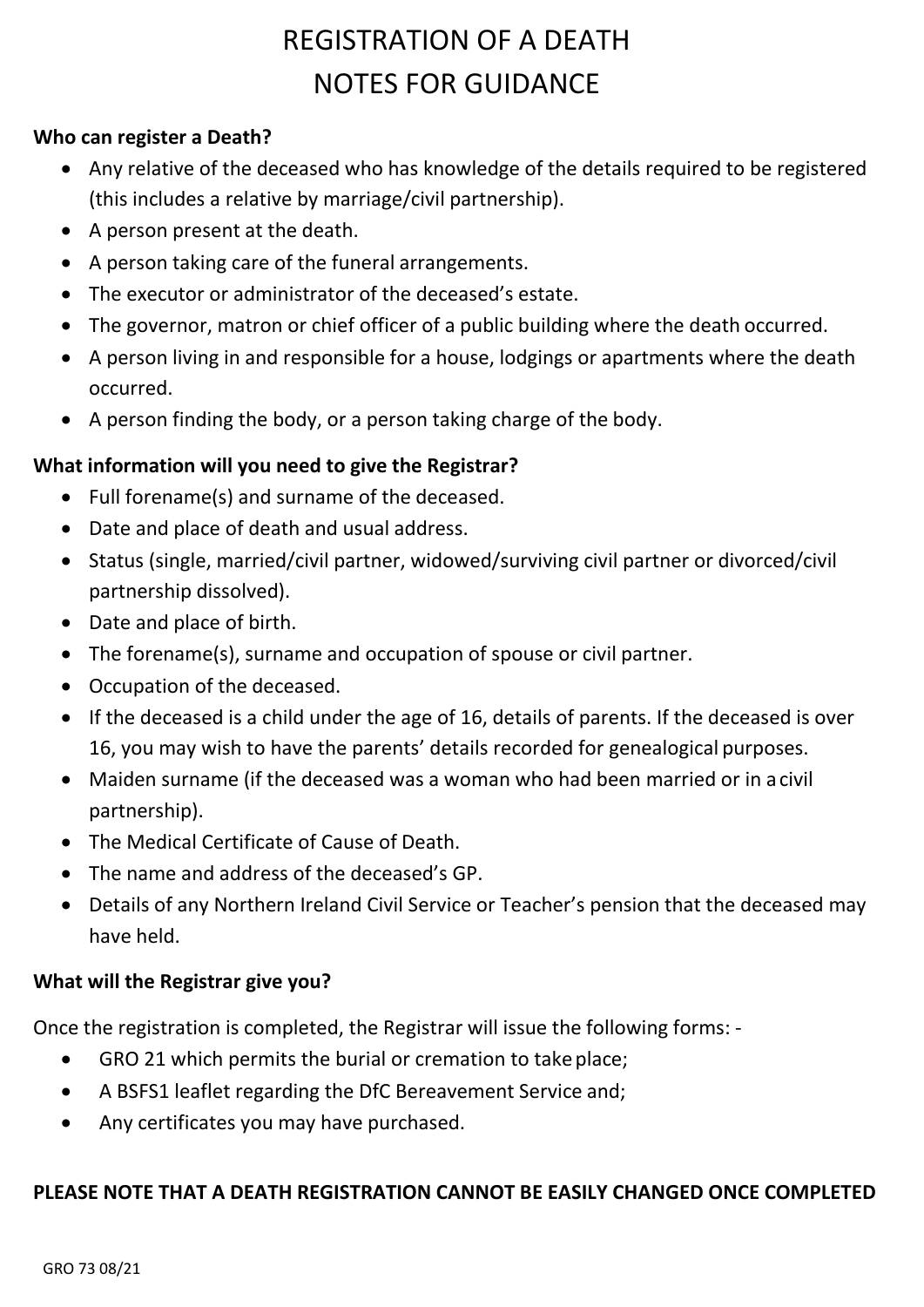# REGISTRATION OF A DEATH
# NOTES FOR GUIDANCE

**Who can register a Death?**

- Any relative of the deceased who has knowledge of the details required to be registered (this includes a relative by marriage/civil partnership).
- A person present at the death.
- A person taking care of the funeral arrangements.
- The executor or administrator of the deceased's estate.
- The governor, matron or chief officer of a public building where the death occurred.
- A person living in and responsible for a house, lodgings or apartments where the death occurred.
- A person finding the body, or a person taking charge of the body.

**What information will you need to give the Registrar?**

- Full forename(s) and surname of the deceased.
- Date and place of death and usual address.
- Status (single, married/civil partner, widowed/surviving civil partner or divorced/civil partnership dissolved).
- Date and place of birth.
- The forename(s), surname and occupation of spouse or civil partner.
- Occupation of the deceased.
- If the deceased is a child under the age of 16, details of parents. If the deceased is over 16, you may wish to have the parents' details recorded for genealogical purposes.
- Maiden surname (if the deceased was a woman who had been married or in a civil partnership).
- The Medical Certificate of Cause of Death.
- The name and address of the deceased's GP.
- Details of any Northern Ireland Civil Service or Teacher's pension that the deceased may have held.

**What will the Registrar give you?**

Once the registration is completed, the Registrar will issue the following forms: -

- GRO 21 which permits the burial or cremation to take place;
- A BSFS1 leaflet regarding the DfC Bereavement Service and;
- Any certificates you may have purchased.

**PLEASE NOTE THAT A DEATH REGISTRATION CANNOT BE EASILY CHANGED ONCE COMPLETED**

GRO 73 08/21